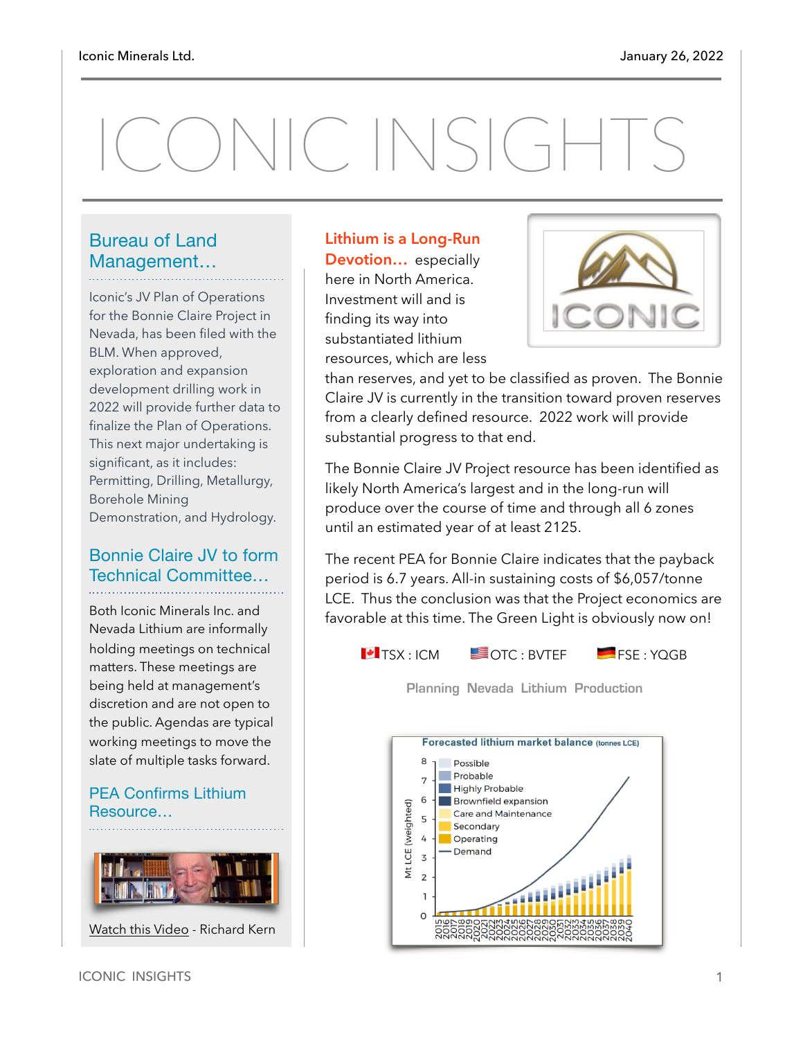# ICONIC INSIGHTS

## Bureau of Land Management…

Iconic's JV Plan of Operations for the Bonnie Claire Project in Nevada, has been filed with the BLM. When approved, exploration and expansion development drilling work in 2022 will provide further data to finalize the Plan of Operations. This next major undertaking is significant, as it includes: Permitting, Drilling, Metallurgy, Borehole Mining Demonstration, and Hydrology.

## Bonnie Claire JV to form Technical Committee…

Both Iconic Minerals Inc. and Nevada Lithium are informally holding meetings on technical matters. These meetings are being held at management's discretion and are not open to the public. Agendas are typical working meetings to move the slate of multiple tasks forward.

## PEA Confirms Lithium Resource…

Watch this Video - Richard Kern

**Lithium is a Long-Run Devotion…** especially here in North America. Investment will and is finding its way into substantiated lithium resources, which are less than reserves, and yet to be classified as proven. The Bonnie Claire JV is currently in the transition toward proven reserves from a clearly defined resource. 2022 work will provide substantial progress to that end.

The Bonnie Claire JV Project resource has been identified as likely North America's largest and in the long-run will produce over the course of time and through all 6 zones until an estimated year of at least 2125.

The recent PEA for Bonnie Claire indicates that the payback period is 6.7 years. All-in sustaining costs of $6,057/tonne LCE. Thus the conclusion was that the Project economics are favorable at this time. The Green Light is obviously now on!

TSX : ICM OTC : BVTEF FSE : YQGB

Planning Nevada Lithium Production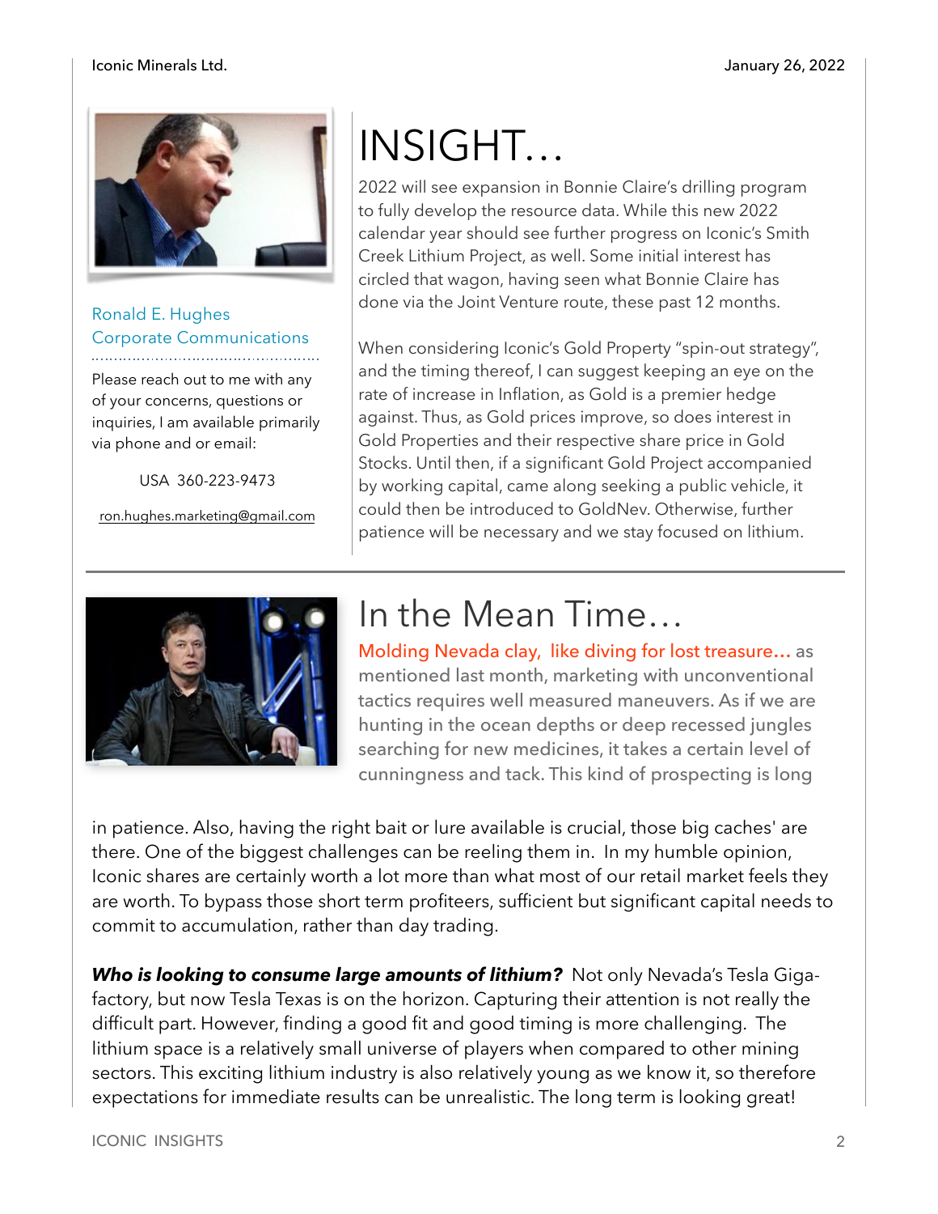Ronald E. Hughes
Corporate Communications

Please reach out to me with any of your concerns, questions or inquiries, I am available primarily via phone and or email:

USA 360-223-9473

ron.hughes.marketing@gmail.com

# INSIGHT…

2022 will see expansion in Bonnie Claire's drilling program to fully develop the resource data. While this new 2022 calendar year should see further progress on Iconic's Smith Creek Lithium Project, as well. Some initial interest has circled that wagon, having seen what Bonnie Claire has done via the Joint Venture route, these past 12 months.

When considering Iconic's Gold Property "spin-out strategy", and the timing thereof, I can suggest keeping an eye on the rate of increase in Inflation, as Gold is a premier hedge against. Thus, as Gold prices improve, so does interest in Gold Properties and their respective share price in Gold Stocks. Until then, if a significant Gold Project accompanied by working capital, came along seeking a public vehicle, it could then be introduced to GoldNev. Otherwise, further patience will be necessary and we stay focused on lithium.

# In the Mean Time…

Molding Nevada clay, like diving for lost treasure… as mentioned last month, marketing with unconventional tactics requires well measured maneuvers. As if we are hunting in the ocean depths or deep recessed jungles searching for new medicines, it takes a certain level of cunningness and tack. This kind of prospecting is long in patience. Also, having the right bait or lure available is crucial, those big caches' are there. One of the biggest challenges can be reeling them in. In my humble opinion, Iconic shares are certainly worth a lot more than what most of our retail market feels they are worth. To bypass those short term profiteers, sufficient but significant capital needs to commit to accumulation, rather than day trading.

***Who is looking to consume large amounts of lithium?*** Not only Nevada's Tesla Giga-factory, but now Tesla Texas is on the horizon. Capturing their attention is not really the difficult part. However, finding a good fit and good timing is more challenging. The lithium space is a relatively small universe of players when compared to other mining sectors. This exciting lithium industry is also relatively young as we know it, so therefore expectations for immediate results can be unrealistic. The long term is looking great!